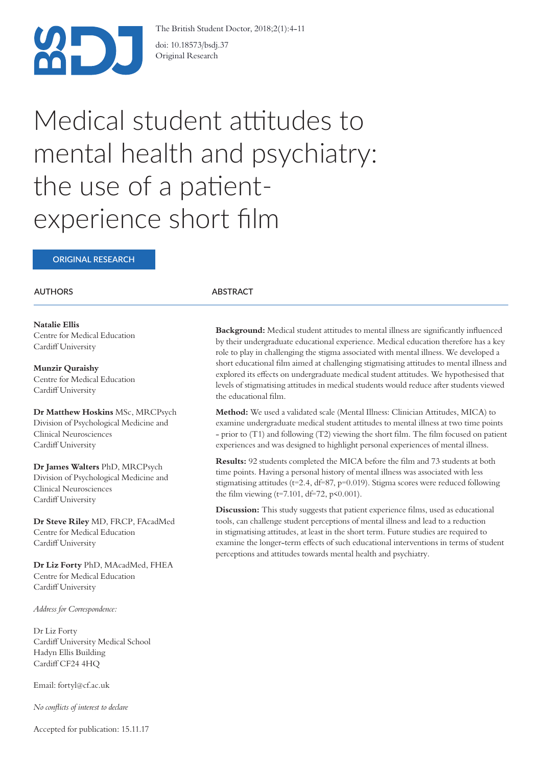doi: 10.18573/bsdj.37
Original Research

# Medical student attitudes to mental health and psychiatry: the use of a patient-experience short film

ORIGINAL RESEARCH

## AUTHORS

**Natalie Ellis**
Centre for Medical Education
Cardiff University

**Munzir Quraishy**
Centre for Medical Education
Cardiff University

**Dr Matthew Hoskins** MSc, MRCPsych
Division of Psychological Medicine and Clinical Neurosciences
Cardiff University

**Dr James Walters** PhD, MRCPsych
Division of Psychological Medicine and Clinical Neurosciences
Cardiff University

**Dr Steve Riley** MD, FRCP, FAcadMed
Centre for Medical Education
Cardiff University

**Dr Liz Forty** PhD, MAcadMed, FHEA
Centre for Medical Education
Cardiff University

*Address for Correspondence:*

Dr Liz Forty
Cardiff University Medical School
Hadyn Ellis Building
Cardiff CF24 4HQ

Email: fortyl@cf.ac.uk

*No conflicts of interest to declare*

Accepted for publication: 15.11.17

## ABSTRACT

**Background:** Medical student attitudes to mental illness are significantly influenced by their undergraduate educational experience. Medical education therefore has a key role to play in challenging the stigma associated with mental illness. We developed a short educational film aimed at challenging stigmatising attitudes to mental illness and explored its effects on undergraduate medical student attitudes. We hypothesised that levels of stigmatising attitudes in medical students would reduce after students viewed the educational film.

**Method:** We used a validated scale (Mental Illness: Clinician Attitudes, MICA) to examine undergraduate medical student attitudes to mental illness at two time points - prior to (T1) and following (T2) viewing the short film. The film focused on patient experiences and was designed to highlight personal experiences of mental illness.

**Results:** 92 students completed the MICA before the film and 73 students at both time points. Having a personal history of mental illness was associated with less stigmatising attitudes ($t=2.4$, $df=87$, $p=0.019$). Stigma scores were reduced following the film viewing ($t=7.101$, $df=72$, $p<0.001$).

**Discussion:** This study suggests that patient experience films, used as educational tools, can challenge student perceptions of mental illness and lead to a reduction in stigmatising attitudes, at least in the short term. Future studies are required to examine the longer-term effects of such educational interventions in terms of student perceptions and attitudes towards mental health and psychiatry.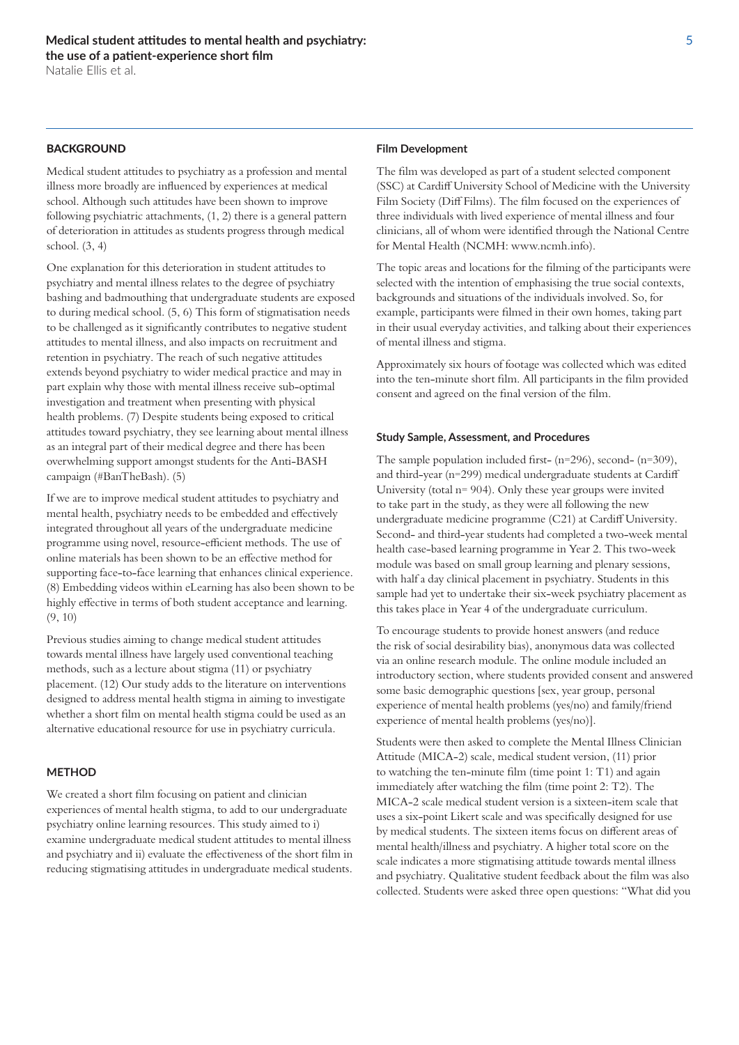## BACKGROUND

Medical student attitudes to psychiatry as a profession and mental illness more broadly are influenced by experiences at medical school. Although such attitudes have been shown to improve following psychiatric attachments, (1, 2) there is a general pattern of deterioration in attitudes as students progress through medical school. (3, 4)

One explanation for this deterioration in student attitudes to psychiatry and mental illness relates to the degree of psychiatry bashing and badmouthing that undergraduate students are exposed to during medical school. (5, 6) This form of stigmatisation needs to be challenged as it significantly contributes to negative student attitudes to mental illness, and also impacts on recruitment and retention in psychiatry. The reach of such negative attitudes extends beyond psychiatry to wider medical practice and may in part explain why those with mental illness receive sub-optimal investigation and treatment when presenting with physical health problems. (7) Despite students being exposed to critical attitudes toward psychiatry, they see learning about mental illness as an integral part of their medical degree and there has been overwhelming support amongst students for the Anti-BASH campaign (#BanTheBash). (5)

If we are to improve medical student attitudes to psychiatry and mental health, psychiatry needs to be embedded and effectively integrated throughout all years of the undergraduate medicine programme using novel, resource-efficient methods. The use of online materials has been shown to be an effective method for supporting face-to-face learning that enhances clinical experience. (8) Embedding videos within eLearning has also been shown to be highly effective in terms of both student acceptance and learning. (9, 10)

Previous studies aiming to change medical student attitudes towards mental illness have largely used conventional teaching methods, such as a lecture about stigma (11) or psychiatry placement. (12) Our study adds to the literature on interventions designed to address mental health stigma in aiming to investigate whether a short film on mental health stigma could be used as an alternative educational resource for use in psychiatry curricula.

## METHOD

We created a short film focusing on patient and clinician experiences of mental health stigma, to add to our undergraduate psychiatry online learning resources. This study aimed to i) examine undergraduate medical student attitudes to mental illness and psychiatry and ii) evaluate the effectiveness of the short film in reducing stigmatising attitudes in undergraduate medical students.

### Film Development

The film was developed as part of a student selected component (SSC) at Cardiff University School of Medicine with the University Film Society (Diff Films). The film focused on the experiences of three individuals with lived experience of mental illness and four clinicians, all of whom were identified through the National Centre for Mental Health (NCMH: www.ncmh.info).

The topic areas and locations for the filming of the participants were selected with the intention of emphasising the true social contexts, backgrounds and situations of the individuals involved. So, for example, participants were filmed in their own homes, taking part in their usual everyday activities, and talking about their experiences of mental illness and stigma.

Approximately six hours of footage was collected which was edited into the ten-minute short film. All participants in the film provided consent and agreed on the final version of the film.

### Study Sample, Assessment, and Procedures

The sample population included first- (n=296), second- (n=309), and third-year (n=299) medical undergraduate students at Cardiff University (total n= 904). Only these year groups were invited to take part in the study, as they were all following the new undergraduate medicine programme (C21) at Cardiff University. Second- and third-year students had completed a two-week mental health case-based learning programme in Year 2. This two-week module was based on small group learning and plenary sessions, with half a day clinical placement in psychiatry. Students in this sample had yet to undertake their six-week psychiatry placement as this takes place in Year 4 of the undergraduate curriculum.

To encourage students to provide honest answers (and reduce the risk of social desirability bias), anonymous data was collected via an online research module. The online module included an introductory section, where students provided consent and answered some basic demographic questions [sex, year group, personal experience of mental health problems (yes/no) and family/friend experience of mental health problems (yes/no)].

Students were then asked to complete the Mental Illness Clinician Attitude (MICA-2) scale, medical student version, (11) prior to watching the ten-minute film (time point 1: T1) and again immediately after watching the film (time point 2: T2). The MICA-2 scale medical student version is a sixteen-item scale that uses a six-point Likert scale and was specifically designed for use by medical students. The sixteen items focus on different areas of mental health/illness and psychiatry. A higher total score on the scale indicates a more stigmatising attitude towards mental illness and psychiatry. Qualitative student feedback about the film was also collected. Students were asked three open questions: "What did you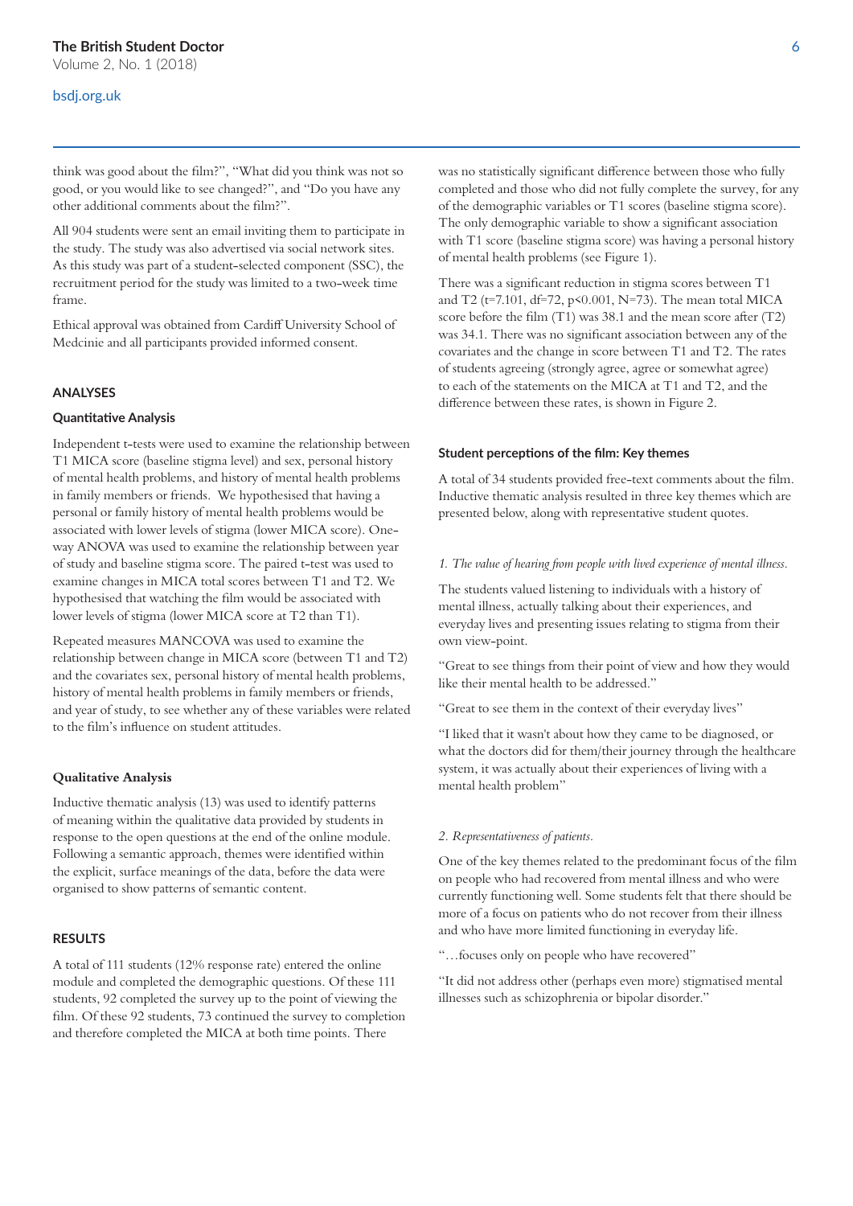think was good about the film?", "What did you think was not so good, or you would like to see changed?", and "Do you have any other additional comments about the film?".

All 904 students were sent an email inviting them to participate in the study. The study was also advertised via social network sites. As this study was part of a student-selected component (SSC), the recruitment period for the study was limited to a two-week time frame.

Ethical approval was obtained from Cardiff University School of Medcinie and all participants provided informed consent.

## ANALYSES

### Quantitative Analysis

Independent t-tests were used to examine the relationship between T1 MICA score (baseline stigma level) and sex, personal history of mental health problems, and history of mental health problems in family members or friends. We hypothesised that having a personal or family history of mental health problems would be associated with lower levels of stigma (lower MICA score). One-way ANOVA was used to examine the relationship between year of study and baseline stigma score. The paired t-test was used to examine changes in MICA total scores between T1 and T2. We hypothesised that watching the film would be associated with lower levels of stigma (lower MICA score at T2 than T1).

Repeated measures MANCOVA was used to examine the relationship between change in MICA score (between T1 and T2) and the covariates sex, personal history of mental health problems, history of mental health problems in family members or friends, and year of study, to see whether any of these variables were related to the film's influence on student attitudes.

### Qualitative Analysis

Inductive thematic analysis (13) was used to identify patterns of meaning within the qualitative data provided by students in response to the open questions at the end of the online module. Following a semantic approach, themes were identified within the explicit, surface meanings of the data, before the data were organised to show patterns of semantic content.

## RESULTS

A total of 111 students (12% response rate) entered the online module and completed the demographic questions. Of these 111 students, 92 completed the survey up to the point of viewing the film. Of these 92 students, 73 continued the survey to completion and therefore completed the MICA at both time points. There was no statistically significant difference between those who fully completed and those who did not fully complete the survey, for any of the demographic variables or T1 scores (baseline stigma score). The only demographic variable to show a significant association with T1 score (baseline stigma score) was having a personal history of mental health problems (see Figure 1).

There was a significant reduction in stigma scores between T1 and T2 ($t=7.101$, $df=72$, $p<0.001$, $N=73$). The mean total MICA score before the film (T1) was 38.1 and the mean score after (T2) was 34.1. There was no significant association between any of the covariates and the change in score between T1 and T2. The rates of students agreeing (strongly agree, agree or somewhat agree) to each of the statements on the MICA at T1 and T2, and the difference between these rates, is shown in Figure 2.

### Student perceptions of the film: Key themes

A total of 34 students provided free-text comments about the film. Inductive thematic analysis resulted in three key themes which are presented below, along with representative student quotes.

*1. The value of hearing from people with lived experience of mental illness.*

The students valued listening to individuals with a history of mental illness, actually talking about their experiences, and everyday lives and presenting issues relating to stigma from their own view-point.

"Great to see things from their point of view and how they would like their mental health to be addressed."

"Great to see them in the context of their everyday lives"

"I liked that it wasn't about how they came to be diagnosed, or what the doctors did for them/their journey through the healthcare system, it was actually about their experiences of living with a mental health problem"

*2. Representativeness of patients.*

One of the key themes related to the predominant focus of the film on people who had recovered from mental illness and who were currently functioning well. Some students felt that there should be more of a focus on patients who do not recover from their illness and who have more limited functioning in everyday life.

"…focuses only on people who have recovered"

"It did not address other (perhaps even more) stigmatised mental illnesses such as schizophrenia or bipolar disorder."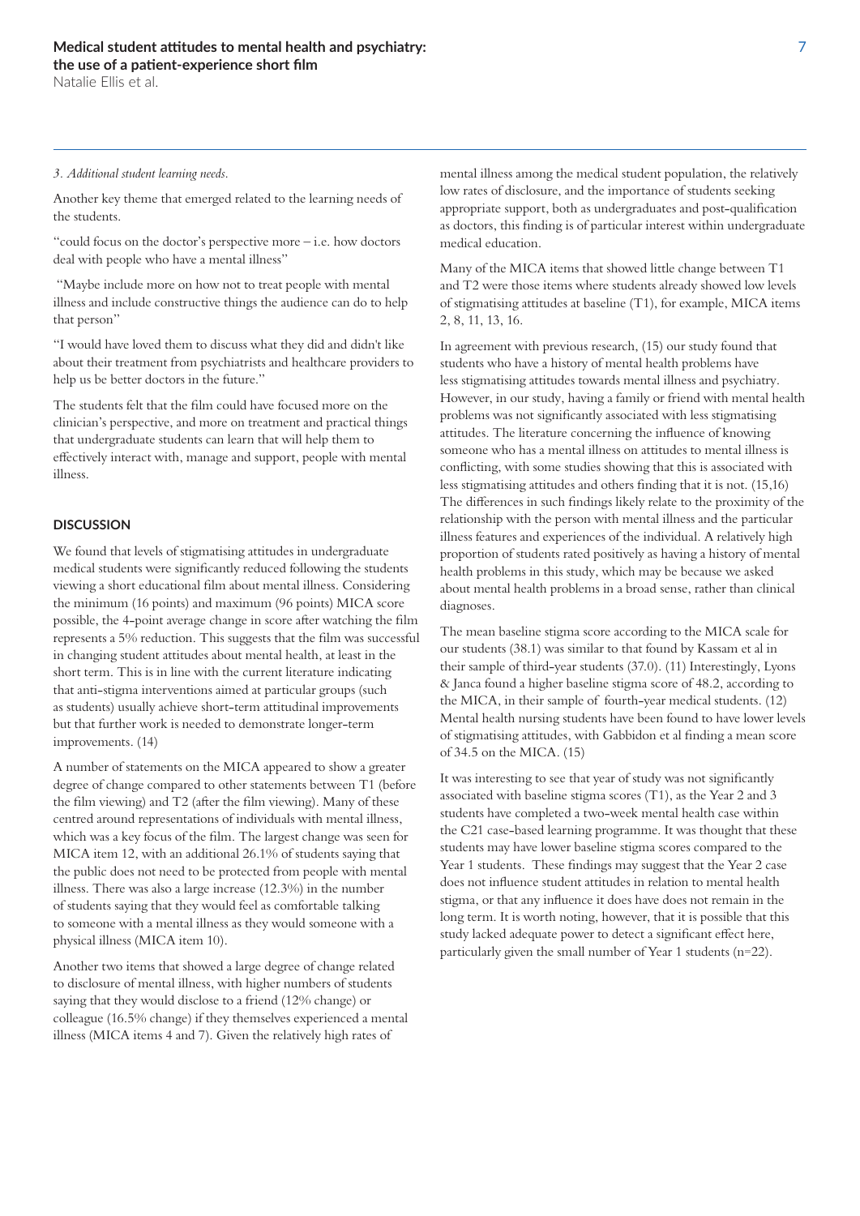*3. Additional student learning needs.*

Another key theme that emerged related to the learning needs of the students.

"could focus on the doctor's perspective more – i.e. how doctors deal with people who have a mental illness"

"Maybe include more on how not to treat people with mental illness and include constructive things the audience can do to help that person"

"I would have loved them to discuss what they did and didn't like about their treatment from psychiatrists and healthcare providers to help us be better doctors in the future."

The students felt that the film could have focused more on the clinician's perspective, and more on treatment and practical things that undergraduate students can learn that will help them to effectively interact with, manage and support, people with mental illness.

## DISCUSSION

We found that levels of stigmatising attitudes in undergraduate medical students were significantly reduced following the students viewing a short educational film about mental illness. Considering the minimum (16 points) and maximum (96 points) MICA score possible, the 4-point average change in score after watching the film represents a 5% reduction. This suggests that the film was successful in changing student attitudes about mental health, at least in the short term. This is in line with the current literature indicating that anti-stigma interventions aimed at particular groups (such as students) usually achieve short-term attitudinal improvements but that further work is needed to demonstrate longer-term improvements. (14)

A number of statements on the MICA appeared to show a greater degree of change compared to other statements between T1 (before the film viewing) and T2 (after the film viewing). Many of these centred around representations of individuals with mental illness, which was a key focus of the film. The largest change was seen for MICA item 12, with an additional 26.1% of students saying that the public does not need to be protected from people with mental illness. There was also a large increase (12.3%) in the number of students saying that they would feel as comfortable talking to someone with a mental illness as they would someone with a physical illness (MICA item 10).

Another two items that showed a large degree of change related to disclosure of mental illness, with higher numbers of students saying that they would disclose to a friend (12% change) or colleague (16.5% change) if they themselves experienced a mental illness (MICA items 4 and 7). Given the relatively high rates of mental illness among the medical student population, the relatively low rates of disclosure, and the importance of students seeking appropriate support, both as undergraduates and post-qualification as doctors, this finding is of particular interest within undergraduate medical education.

Many of the MICA items that showed little change between T1 and T2 were those items where students already showed low levels of stigmatising attitudes at baseline (T1), for example, MICA items 2, 8, 11, 13, 16.

In agreement with previous research, (15) our study found that students who have a history of mental health problems have less stigmatising attitudes towards mental illness and psychiatry. However, in our study, having a family or friend with mental health problems was not significantly associated with less stigmatising attitudes. The literature concerning the influence of knowing someone who has a mental illness on attitudes to mental illness is conflicting, with some studies showing that this is associated with less stigmatising attitudes and others finding that it is not. (15,16) The differences in such findings likely relate to the proximity of the relationship with the person with mental illness and the particular illness features and experiences of the individual. A relatively high proportion of students rated positively as having a history of mental health problems in this study, which may be because we asked about mental health problems in a broad sense, rather than clinical diagnoses.

The mean baseline stigma score according to the MICA scale for our students (38.1) was similar to that found by Kassam et al in their sample of third-year students (37.0). (11) Interestingly, Lyons & Janca found a higher baseline stigma score of 48.2, according to the MICA, in their sample of fourth-year medical students. (12) Mental health nursing students have been found to have lower levels of stigmatising attitudes, with Gabbidon et al finding a mean score of 34.5 on the MICA. (15)

It was interesting to see that year of study was not significantly associated with baseline stigma scores (T1), as the Year 2 and 3 students have completed a two-week mental health case within the C21 case-based learning programme. It was thought that these students may have lower baseline stigma scores compared to the Year 1 students. These findings may suggest that the Year 2 case does not influence student attitudes in relation to mental health stigma, or that any influence it does have does not remain in the long term. It is worth noting, however, that it is possible that this study lacked adequate power to detect a significant effect here, particularly given the small number of Year 1 students (n=22).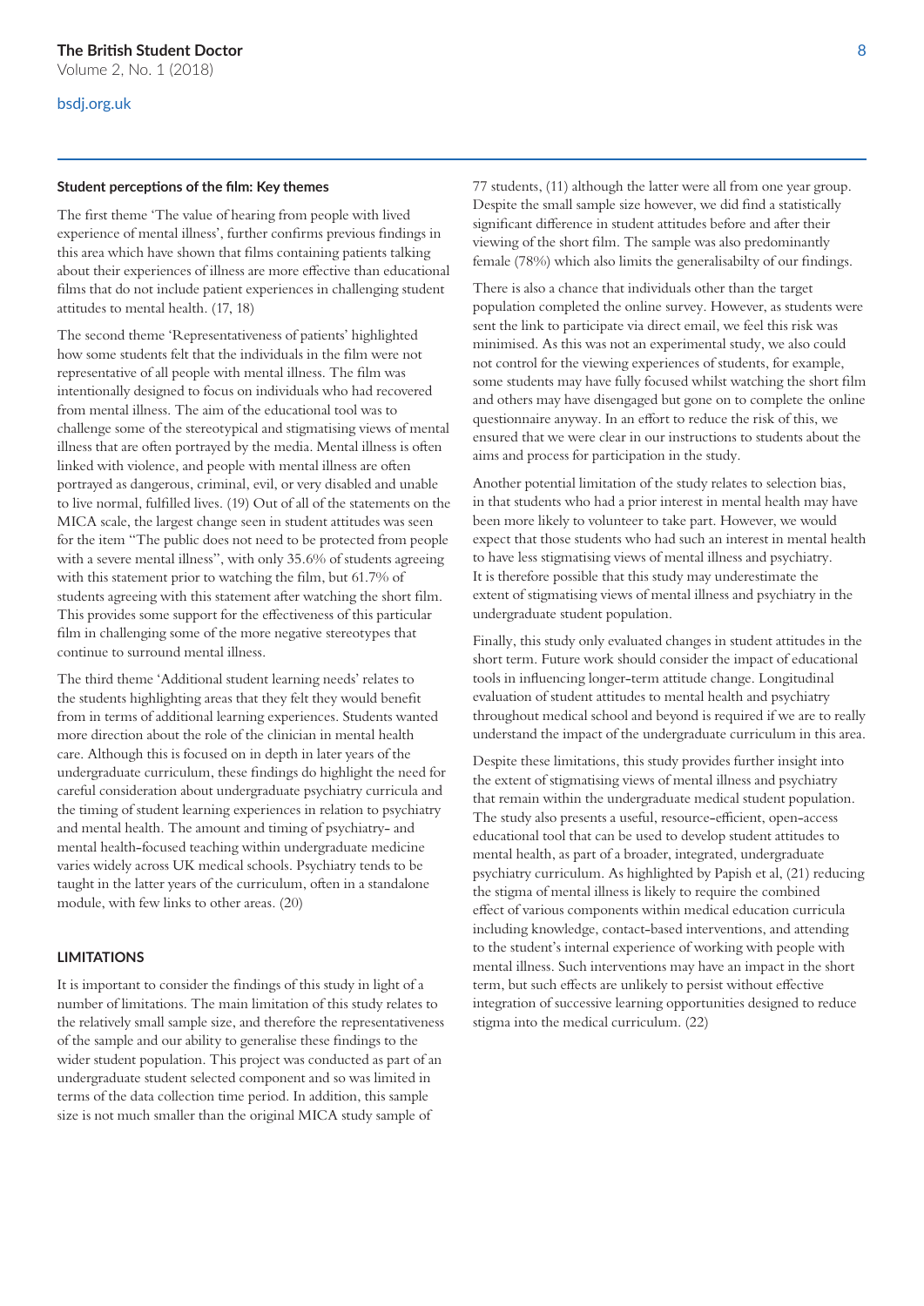#### Student perceptions of the film: Key themes

The first theme 'The value of hearing from people with lived experience of mental illness', further confirms previous findings in this area which have shown that films containing patients talking about their experiences of illness are more effective than educational films that do not include patient experiences in challenging student attitudes to mental health. (17, 18)

The second theme 'Representativeness of patients' highlighted how some students felt that the individuals in the film were not representative of all people with mental illness. The film was intentionally designed to focus on individuals who had recovered from mental illness. The aim of the educational tool was to challenge some of the stereotypical and stigmatising views of mental illness that are often portrayed by the media. Mental illness is often linked with violence, and people with mental illness are often portrayed as dangerous, criminal, evil, or very disabled and unable to live normal, fulfilled lives. (19) Out of all of the statements on the MICA scale, the largest change seen in student attitudes was seen for the item "The public does not need to be protected from people with a severe mental illness", with only 35.6% of students agreeing with this statement prior to watching the film, but 61.7% of students agreeing with this statement after watching the short film. This provides some support for the effectiveness of this particular film in challenging some of the more negative stereotypes that continue to surround mental illness.

The third theme 'Additional student learning needs' relates to the students highlighting areas that they felt they would benefit from in terms of additional learning experiences. Students wanted more direction about the role of the clinician in mental health care. Although this is focused on in depth in later years of the undergraduate curriculum, these findings do highlight the need for careful consideration about undergraduate psychiatry curricula and the timing of student learning experiences in relation to psychiatry and mental health. The amount and timing of psychiatry- and mental health-focused teaching within undergraduate medicine varies widely across UK medical schools. Psychiatry tends to be taught in the latter years of the curriculum, often in a standalone module, with few links to other areas. (20)

## LIMITATIONS

It is important to consider the findings of this study in light of a number of limitations. The main limitation of this study relates to the relatively small sample size, and therefore the representativeness of the sample and our ability to generalise these findings to the wider student population. This project was conducted as part of an undergraduate student selected component and so was limited in terms of the data collection time period. In addition, this sample size is not much smaller than the original MICA study sample of 77 students, (11) although the latter were all from one year group. Despite the small sample size however, we did find a statistically significant difference in student attitudes before and after their viewing of the short film. The sample was also predominantly female (78%) which also limits the generalisabilty of our findings.

There is also a chance that individuals other than the target population completed the online survey. However, as students were sent the link to participate via direct email, we feel this risk was minimised. As this was not an experimental study, we also could not control for the viewing experiences of students, for example, some students may have fully focused whilst watching the short film and others may have disengaged but gone on to complete the online questionnaire anyway. In an effort to reduce the risk of this, we ensured that we were clear in our instructions to students about the aims and process for participation in the study.

Another potential limitation of the study relates to selection bias, in that students who had a prior interest in mental health may have been more likely to volunteer to take part. However, we would expect that those students who had such an interest in mental health to have less stigmatising views of mental illness and psychiatry. It is therefore possible that this study may underestimate the extent of stigmatising views of mental illness and psychiatry in the undergraduate student population.

Finally, this study only evaluated changes in student attitudes in the short term. Future work should consider the impact of educational tools in influencing longer-term attitude change. Longitudinal evaluation of student attitudes to mental health and psychiatry throughout medical school and beyond is required if we are to really understand the impact of the undergraduate curriculum in this area.

Despite these limitations, this study provides further insight into the extent of stigmatising views of mental illness and psychiatry that remain within the undergraduate medical student population. The study also presents a useful, resource-efficient, open-access educational tool that can be used to develop student attitudes to mental health, as part of a broader, integrated, undergraduate psychiatry curriculum. As highlighted by Papish et al, (21) reducing the stigma of mental illness is likely to require the combined effect of various components within medical education curricula including knowledge, contact-based interventions, and attending to the student's internal experience of working with people with mental illness. Such interventions may have an impact in the short term, but such effects are unlikely to persist without effective integration of successive learning opportunities designed to reduce stigma into the medical curriculum. (22)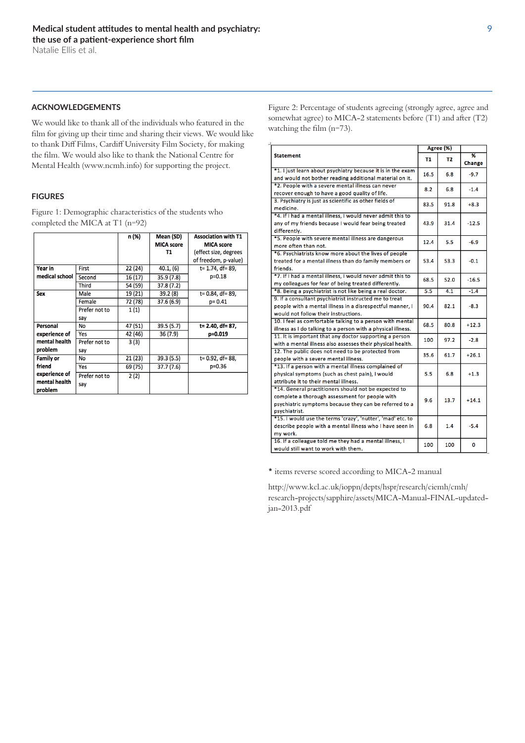## ACKNOWLEDGEMENTS

We would like to thank all of the individuals who featured in the film for giving up their time and sharing their views. We would like to thank Diff Films, Cardiff University Film Society, for making the film. We would also like to thank the National Centre for Mental Health (www.ncmh.info) for supporting the project.

## FIGURES

Figure 1: Demographic characteristics of the students who completed the MICA at T1 (n=92)

| | | n (%) | Mean (SD) MICA score T1 | Association with T1 MICA score (effect size, degrees of freedom, p-value) |
|---|---|---|---|---|
| **Year in medical school** | First | 22 (24) | 40.1, (6) | t= 1.74, df= 89, p=0.18 |
| | Second | 16 (17) | 35.9 (7.8) | |
| | Third | 54 (59) | 37.8 (7.2) | |
| **Sex** | Male | 19 (21) | 39.2 (8) | t= 0.84, df= 89, p= 0.41 |
| | Female | 72 (78) | 37.6 (6.9) | |
| | Prefer not to say | 1 (1) | | |
| **Personal experience of mental health problem** | No | 47 (51) | 39.5 (5.7) | **t= 2.40, df= 87, p=0.019** |
| | Yes | 42 (46) | 36 (7.9) | |
| | Prefer not to say | 3 (3) | | |
| **Family or friend experience of mental health problem** | No | 21 (23) | 39.3 (5.5) | t= 0.92, df= 88, p=0.36 |
| | Yes | 69 (75) | 37.7 (7.6) | |
| | Prefer not to say | 2 (2) | | |

Figure 2: Percentage of students agreeing (strongly agree, agree and somewhat agree) to MICA-2 statements before (T1) and after (T2) watching the film (n=73).

| Statement | Agree (%) | | % Change |
|---|---|---|---|
| | T1 | T2 | |
| *1. I just learn about psychiatry because it is in the exam and would not bother reading additional material on it. | 16.5 | 6.8 | -9.7 |
| *2. People with a severe mental illness can never recover enough to have a good quality of life. | 8.2 | 6.8 | -1.4 |
| 3. Psychiatry is just as scientific as other fields of medicine. | 83.5 | 91.8 | +8.3 |
| *4. If I had a mental illness, I would never admit this to any of my friends because I would fear being treated differently. | 43.9 | 31.4 | -12.5 |
| *5. People with severe mental illness are dangerous more often than not. | 12.4 | 5.5 | -6.9 |
| *6. Psychiatrists know more about the lives of people treated for a mental illness than do family members or friends. | 53.4 | 53.3 | -0.1 |
| *7. If I had a mental illness, I would never admit this to my colleagues for fear of being treated differently. | 68.5 | 52.0 | -16.5 |
| *8. Being a psychiatrist is not like being a real doctor. | 5.5 | 4.1 | -1.4 |
| 9. If a consultant psychiatrist instructed me to treat people with a mental illness in a disrespectful manner, I would not follow their instructions. | 90.4 | 82.1 | -8.3 |
| 10. I feel as comfortable talking to a person with mental illness as I do talking to a person with a physical illness. | 68.5 | 80.8 | +12.3 |
| 11. It is important that any doctor supporting a person with a mental illness also assesses their physical health. | 100 | 97.2 | -2.8 |
| 12. The public does not need to be protected from people with a severe mental illness. | 35.6 | 61.7 | +26.1 |
| *13. If a person with a mental illness complained of physical symptoms (such as chest pain), I would attribute it to their mental illness. | 5.5 | 6.8 | +1.3 |
| *14. General practitioners should not be expected to complete a thorough assessment for people with psychiatric symptoms because they can be referred to a psychiatrist. | 9.6 | 13.7 | +14.1 |
| *15. I would use the terms 'crazy', 'nutter', 'mad' etc. to describe people with a mental illness who I have seen in my work. | 6.8 | 1.4 | -5.4 |
| 16. If a colleague told me they had a mental illness, I would still want to work with them. | 100 | 100 | 0 |

\* items reverse scored according to MICA-2 manual

http://www.kcl.ac.uk/ioppn/depts/hspr/research/ciemh/cmh/research-projects/sapphire/assets/MICA-Manual-FINAL-updated-jan-2013.pdf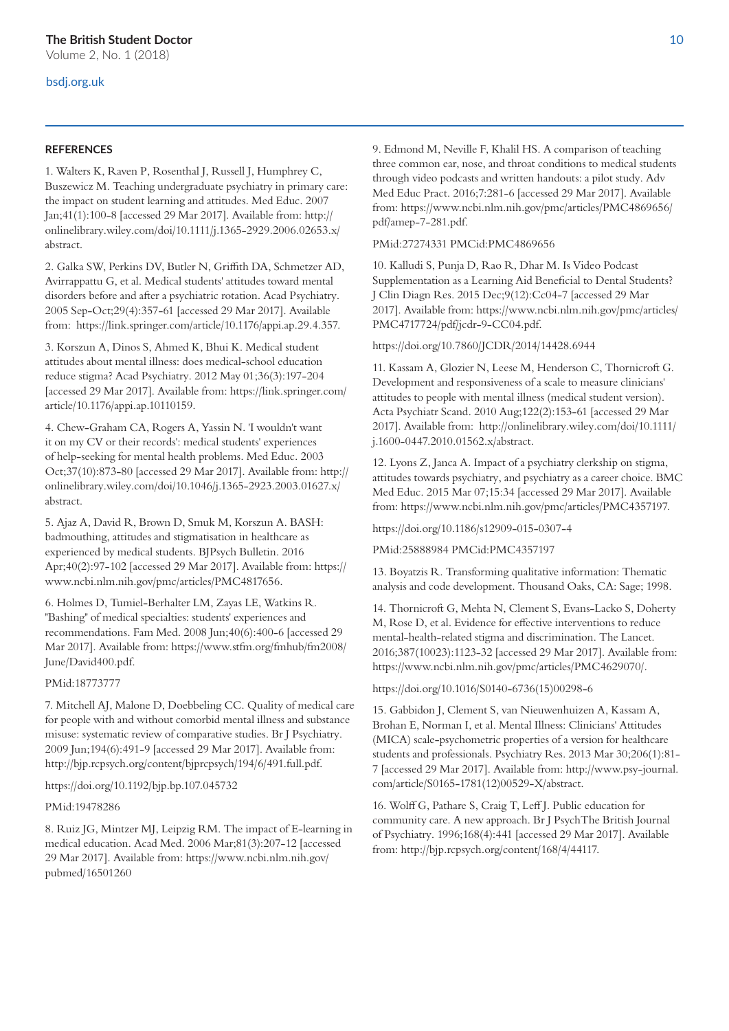## REFERENCES

1. Walters K, Raven P, Rosenthal J, Russell J, Humphrey C, Buszewicz M. Teaching undergraduate psychiatry in primary care: the impact on student learning and attitudes. Med Educ. 2007 Jan;41(1):100-8 [accessed 29 Mar 2017]. Available from: http://onlinelibrary.wiley.com/doi/10.1111/j.1365-2929.2006.02653.x/abstract.

2. Galka SW, Perkins DV, Butler N, Griffith DA, Schmetzer AD, Avirrappattu G, et al. Medical students' attitudes toward mental disorders before and after a psychiatric rotation. Acad Psychiatry. 2005 Sep-Oct;29(4):357-61 [accessed 29 Mar 2017]. Available from: https://link.springer.com/article/10.1176/appi.ap.29.4.357.

3. Korszun A, Dinos S, Ahmed K, Bhui K. Medical student attitudes about mental illness: does medical-school education reduce stigma? Acad Psychiatry. 2012 May 01;36(3):197-204 [accessed 29 Mar 2017]. Available from: https://link.springer.com/article/10.1176/appi.ap.10110159.

4. Chew-Graham CA, Rogers A, Yassin N. 'I wouldn't want it on my CV or their records': medical students' experiences of help-seeking for mental health problems. Med Educ. 2003 Oct;37(10):873-80 [accessed 29 Mar 2017]. Available from: http://onlinelibrary.wiley.com/doi/10.1046/j.1365-2923.2003.01627.x/abstract.

5. Ajaz A, David R, Brown D, Smuk M, Korszun A. BASH: badmouthing, attitudes and stigmatisation in healthcare as experienced by medical students. BJPsych Bulletin. 2016 Apr;40(2):97-102 [accessed 29 Mar 2017]. Available from: https://www.ncbi.nlm.nih.gov/pmc/articles/PMC4817656.

6. Holmes D, Tumiel-Berhalter LM, Zayas LE, Watkins R. "Bashing" of medical specialties: students' experiences and recommendations. Fam Med. 2008 Jun;40(6):400-6 [accessed 29 Mar 2017]. Available from: https://www.stfm.org/fmhub/fm2008/June/David400.pdf.

PMid:18773777

7. Mitchell AJ, Malone D, Doebbeling CC. Quality of medical care for people with and without comorbid mental illness and substance misuse: systematic review of comparative studies. Br J Psychiatry. 2009 Jun;194(6):491-9 [accessed 29 Mar 2017]. Available from: http://bjp.rcpsych.org/content/bjprcpsych/194/6/491.full.pdf.

https://doi.org/10.1192/bjp.bp.107.045732

PMid:19478286

8. Ruiz JG, Mintzer MJ, Leipzig RM. The impact of E-learning in medical education. Acad Med. 2006 Mar;81(3):207-12 [accessed 29 Mar 2017]. Available from: https://www.ncbi.nlm.nih.gov/pubmed/16501260

9. Edmond M, Neville F, Khalil HS. A comparison of teaching three common ear, nose, and throat conditions to medical students through video podcasts and written handouts: a pilot study. Adv Med Educ Pract. 2016;7:281-6 [accessed 29 Mar 2017]. Available from: https://www.ncbi.nlm.nih.gov/pmc/articles/PMC4869656/pdf/amep-7-281.pdf.

PMid:27274331 PMCid:PMC4869656

10. Kalludi S, Punja D, Rao R, Dhar M. Is Video Podcast Supplementation as a Learning Aid Beneficial to Dental Students? J Clin Diagn Res. 2015 Dec;9(12):Cc04-7 [accessed 29 Mar 2017]. Available from: https://www.ncbi.nlm.nih.gov/pmc/articles/PMC4717724/pdf/jcdr-9-CC04.pdf.

https://doi.org/10.7860/JCDR/2014/14428.6944

11. Kassam A, Glozier N, Leese M, Henderson C, Thornicroft G. Development and responsiveness of a scale to measure clinicians' attitudes to people with mental illness (medical student version). Acta Psychiatr Scand. 2010 Aug;122(2):153-61 [accessed 29 Mar 2017]. Available from: http://onlinelibrary.wiley.com/doi/10.1111/j.1600-0447.2010.01562.x/abstract.

12. Lyons Z, Janca A. Impact of a psychiatry clerkship on stigma, attitudes towards psychiatry, and psychiatry as a career choice. BMC Med Educ. 2015 Mar 07;15:34 [accessed 29 Mar 2017]. Available from: https://www.ncbi.nlm.nih.gov/pmc/articles/PMC4357197.

https://doi.org/10.1186/s12909-015-0307-4

PMid:25888984 PMCid:PMC4357197

13. Boyatzis R. Transforming qualitative information: Thematic analysis and code development. Thousand Oaks, CA: Sage; 1998.

14. Thornicroft G, Mehta N, Clement S, Evans-Lacko S, Doherty M, Rose D, et al. Evidence for effective interventions to reduce mental-health-related stigma and discrimination. The Lancet. 2016;387(10023):1123-32 [accessed 29 Mar 2017]. Available from: https://www.ncbi.nlm.nih.gov/pmc/articles/PMC4629070/.

https://doi.org/10.1016/S0140-6736(15)00298-6

15. Gabbidon J, Clement S, van Nieuwenhuizen A, Kassam A, Brohan E, Norman I, et al. Mental Illness: Clinicians' Attitudes (MICA) scale-psychometric properties of a version for healthcare students and professionals. Psychiatry Res. 2013 Mar 30;206(1):81-7 [accessed 29 Mar 2017]. Available from: http://www.psy-journal.com/article/S0165-1781(12)00529-X/abstract.

16. Wolff G, Pathare S, Craig T, Leff J. Public education for community care. A new approach. Br J PsychThe British Journal of Psychiatry. 1996;168(4):441 [accessed 29 Mar 2017]. Available from: http://bjp.rcpsych.org/content/168/4/44117.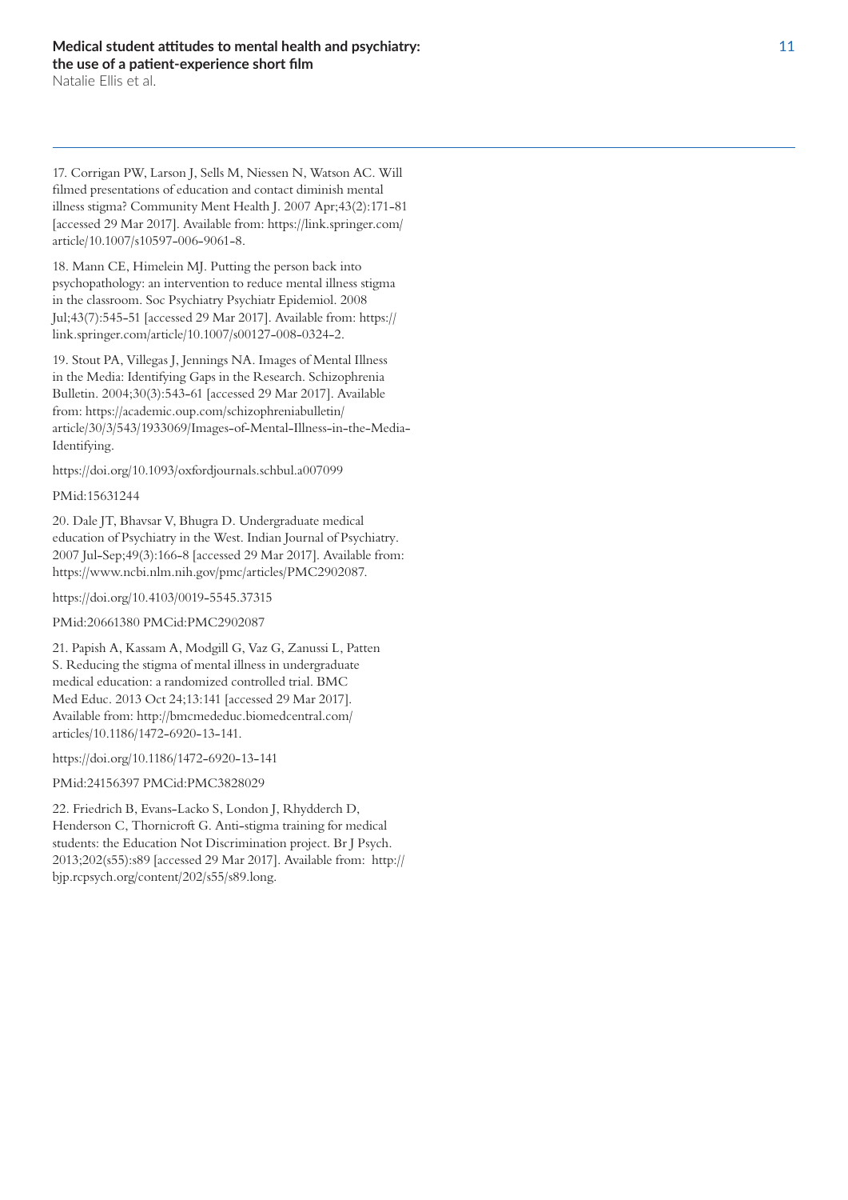17. Corrigan PW, Larson J, Sells M, Niessen N, Watson AC. Will filmed presentations of education and contact diminish mental illness stigma? Community Ment Health J. 2007 Apr;43(2):171-81 [accessed 29 Mar 2017]. Available from: https://link.springer.com/article/10.1007/s10597-006-9061-8.

18. Mann CE, Himelein MJ. Putting the person back into psychopathology: an intervention to reduce mental illness stigma in the classroom. Soc Psychiatry Psychiatr Epidemiol. 2008 Jul;43(7):545-51 [accessed 29 Mar 2017]. Available from: https://link.springer.com/article/10.1007/s00127-008-0324-2.

19. Stout PA, Villegas J, Jennings NA. Images of Mental Illness in the Media: Identifying Gaps in the Research. Schizophrenia Bulletin. 2004;30(3):543-61 [accessed 29 Mar 2017]. Available from: https://academic.oup.com/schizophreniabulletin/article/30/3/543/1933069/Images-of-Mental-Illness-in-the-Media-Identifying.

https://doi.org/10.1093/oxfordjournals.schbul.a007099

PMid:15631244

20. Dale JT, Bhavsar V, Bhugra D. Undergraduate medical education of Psychiatry in the West. Indian Journal of Psychiatry. 2007 Jul-Sep;49(3):166-8 [accessed 29 Mar 2017]. Available from: https://www.ncbi.nlm.nih.gov/pmc/articles/PMC2902087.

https://doi.org/10.4103/0019-5545.37315

PMid:20661380 PMCid:PMC2902087

21. Papish A, Kassam A, Modgill G, Vaz G, Zanussi L, Patten S. Reducing the stigma of mental illness in undergraduate medical education: a randomized controlled trial. BMC Med Educ. 2013 Oct 24;13:141 [accessed 29 Mar 2017]. Available from: http://bmcmededuc.biomedcentral.com/articles/10.1186/1472-6920-13-141.

https://doi.org/10.1186/1472-6920-13-141

PMid:24156397 PMCid:PMC3828029

22. Friedrich B, Evans-Lacko S, London J, Rhydderch D, Henderson C, Thornicroft G. Anti-stigma training for medical students: the Education Not Discrimination project. Br J Psych. 2013;202(s55):s89 [accessed 29 Mar 2017]. Available from: http://bjp.rcpsych.org/content/202/s55/s89.long.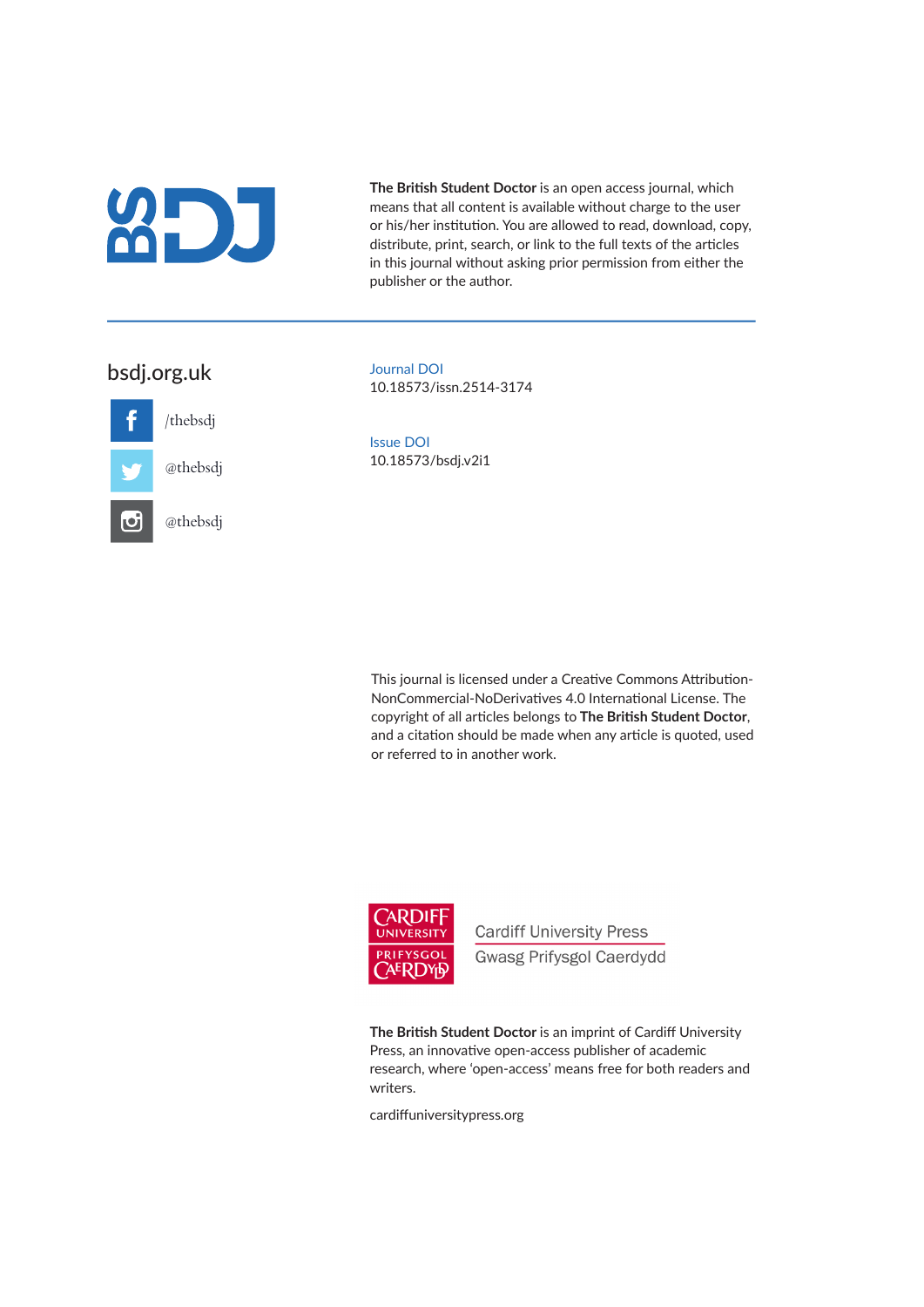**The British Student Doctor** is an open access journal, which means that all content is available without charge to the user or his/her institution. You are allowed to read, download, copy, distribute, print, search, or link to the full texts of the articles in this journal without asking prior permission from either the publisher or the author.

bsdj.org.uk

/thebsdj

@thebsdj

@thebsdj

Journal DOI
10.18573/issn.2514-3174

Issue DOI
10.18573/bsdj.v2i1

This journal is licensed under a Creative Commons Attribution-NonCommercial-NoDerivatives 4.0 International License. The copyright of all articles belongs to **The British Student Doctor**, and a citation should be made when any article is quoted, used or referred to in another work.

Cardiff University Press
Gwasg Prifysgol Caerdydd

**The British Student Doctor** is an imprint of Cardiff University Press, an innovative open-access publisher of academic research, where 'open-access' means free for both readers and writers.

cardiffuniversitypress.org